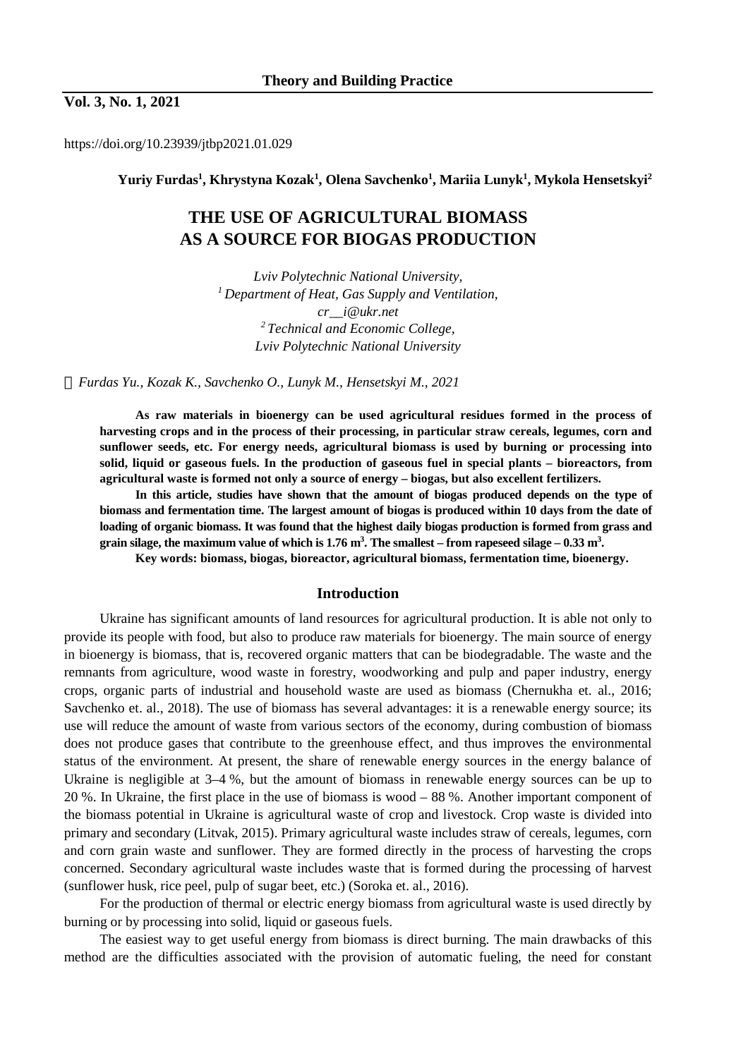https://doi.org/10.23939/jtbp2021.01.029

**Yuriy Furdas[1], Khrystyna Kozak[1], Olena Savchenko[1], Mariia Lunyk[1], Mykola Hensetskyi[2]**

# THE USE OF AGRICULTURAL BIOMASS AS A SOURCE FOR BIOGAS PRODUCTION

*Lviv Polytechnic National University,*
*[1] Department of Heat, Gas Supply and Ventilation,*
*cr__i@ukr.net*
*[2] Technical and Economic College,*
*Lviv Polytechnic National University*

© *Furdas Yu., Kozak K., Savchenko O., Lunyk M., Hensetskyi M., 2021*

**As raw materials in bioenergy can be used agricultural residues formed in the process of harvesting crops and in the process of their processing, in particular straw cereals, legumes, corn and sunflower seeds, etc. For energy needs, agricultural biomass is used by burning or processing into solid, liquid or gaseous fuels. In the production of gaseous fuel in special plants – bioreactors, from agricultural waste is formed not only a source of energy – biogas, but also excellent fertilizers.**

**In this article, studies have shown that the amount of biogas produced depends on the type of biomass and fermentation time. The largest amount of biogas is produced within 10 days from the date of loading of organic biomass. It was found that the highest daily biogas production is formed from grass and grain silage, the maximum value of which is 1.76 m$^3$. The smallest – from rapeseed silage – 0.33 m$^3$.**

**Key words: biomass, biogas, bioreactor, agricultural biomass, fermentation time, bioenergy.**

## Introduction

Ukraine has significant amounts of land resources for agricultural production. It is able not only to provide its people with food, but also to produce raw materials for bioenergy. The main source of energy in bioenergy is biomass, that is, recovered organic matters that can be biodegradable. The waste and the remnants from agriculture, wood waste in forestry, woodworking and pulp and paper industry, energy crops, organic parts of industrial and household waste are used as biomass (Chernukha et. al., 2016; Savchenko et. al., 2018). The use of biomass has several advantages: it is a renewable energy source; its use will reduce the amount of waste from various sectors of the economy, during combustion of biomass does not produce gases that contribute to the greenhouse effect, and thus improves the environmental status of the environment. At present, the share of renewable energy sources in the energy balance of Ukraine is negligible at 3–4 %, but the amount of biomass in renewable energy sources can be up to 20 %. In Ukraine, the first place in the use of biomass is wood – 88 %. Another important component of the biomass potential in Ukraine is agricultural waste of crop and livestock. Crop waste is divided into primary and secondary (Litvak, 2015). Primary agricultural waste includes straw of cereals, legumes, corn and corn grain waste and sunflower. They are formed directly in the process of harvesting the crops concerned. Secondary agricultural waste includes waste that is formed during the processing of harvest (sunflower husk, rice peel, pulp of sugar beet, etc.) (Soroka et. al., 2016).

For the production of thermal or electric energy biomass from agricultural waste is used directly by burning or by processing into solid, liquid or gaseous fuels.

The easiest way to get useful energy from biomass is direct burning. The main drawbacks of this method are the difficulties associated with the provision of automatic fueling, the need for constant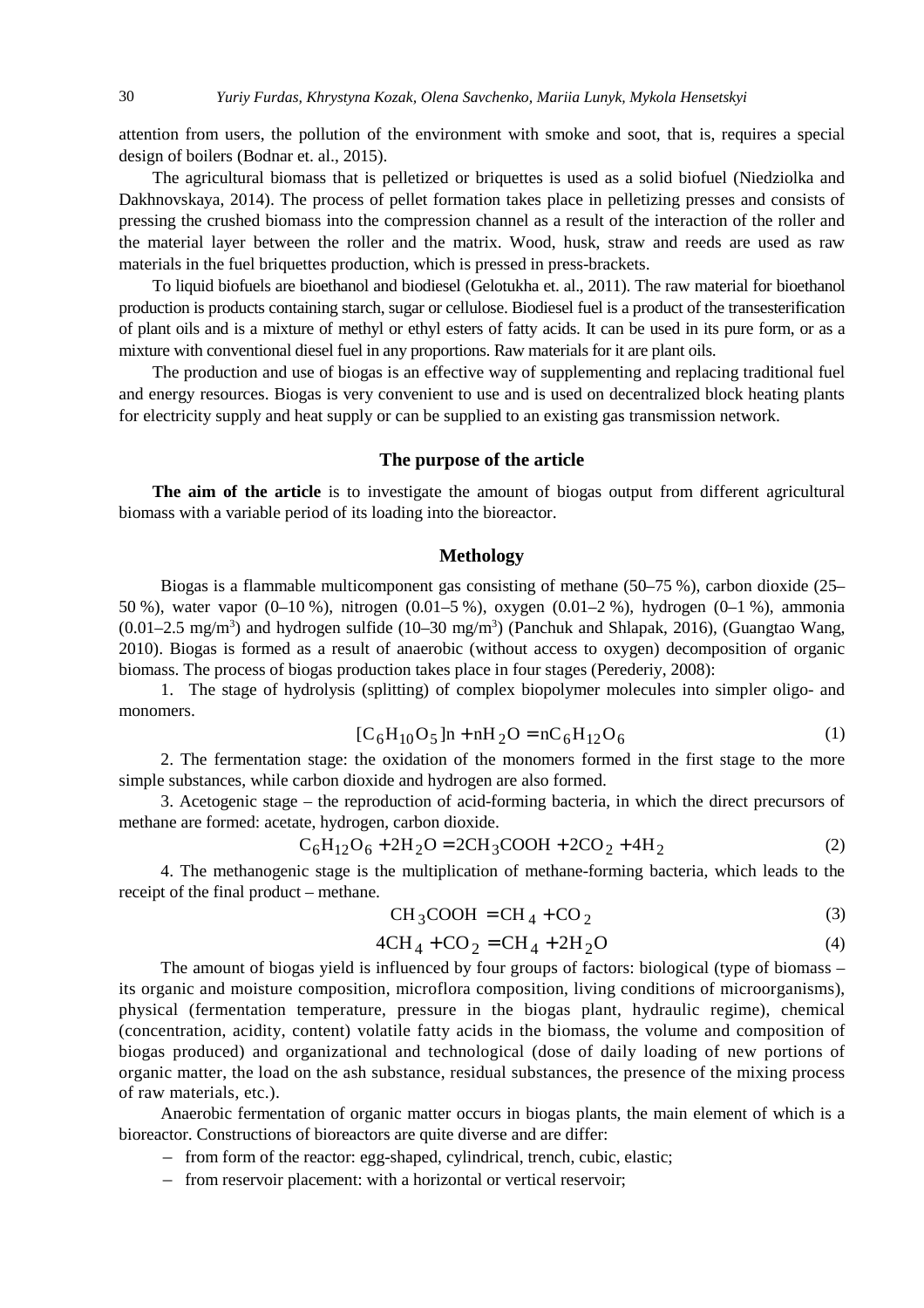attention from users, the pollution of the environment with smoke and soot, that is, requires a special design of boilers (Bodnar et. al., 2015).

The agricultural biomass that is pelletized or briquettes is used as a solid biofuel (Niedziolka and Dakhnovskaya, 2014). The process of pellet formation takes place in pelletizing presses and consists of pressing the crushed biomass into the compression channel as a result of the interaction of the roller and the material layer between the roller and the matrix. Wood, husk, straw and reeds are used as raw materials in the fuel briquettes production, which is pressed in press-brackets.

To liquid biofuels are bioethanol and biodiesel (Gelotukha et. al., 2011). The raw material for bioethanol production is products containing starch, sugar or cellulose. Biodiesel fuel is a product of the transesterification of plant oils and is a mixture of methyl or ethyl esters of fatty acids. It can be used in its pure form, or as a mixture with conventional diesel fuel in any proportions. Raw materials for it are plant oils.

The production and use of biogas is an effective way of supplementing and replacing traditional fuel and energy resources. Biogas is very convenient to use and is used on decentralized block heating plants for electricity supply and heat supply or can be supplied to an existing gas transmission network.

## The purpose of the article

**The aim of the article** is to investigate the amount of biogas output from different agricultural biomass with a variable period of its loading into the bioreactor.

## Methology

Biogas is a flammable multicomponent gas consisting of methane (50–75 %), carbon dioxide (25–50 %), water vapor (0–10 %), nitrogen (0.01–5 %), oxygen (0.01–2 %), hydrogen (0–1 %), ammonia (0.01–2.5 mg/m$^3$) and hydrogen sulfide (10–30 mg/m$^3$) (Panchuk and Shlapak, 2016), (Guangtao Wang, 2010). Biogas is formed as a result of anaerobic (without access to oxygen) decomposition of organic biomass. The process of biogas production takes place in four stages (Perederiy, 2008):

1. The stage of hydrolysis (splitting) of complex biopolymer molecules into simpler oligo- and monomers.

$$[C_6H_{10}O_5]n + nH_2O = nC_6H_{12}O_6 \tag{1}$$

2. The fermentation stage: the oxidation of the monomers formed in the first stage to the more simple substances, while carbon dioxide and hydrogen are also formed.

3. Acetogenic stage – the reproduction of acid-forming bacteria, in which the direct precursors of methane are formed: acetate, hydrogen, carbon dioxide.

$$C_6H_{12}O_6 + 2H_2O = 2CH_3COOH + 2CO_2 + 4H_2 \tag{2}$$

4. The methanogenic stage is the multiplication of methane-forming bacteria, which leads to the receipt of the final product – methane.

$$CH_3COOH = CH_4 + CO_2 \tag{3}$$

$$4CH_4 + CO_2 = CH_4 + 2H_2O \tag{4}$$

The amount of biogas yield is influenced by four groups of factors: biological (type of biomass – its organic and moisture composition, microflora composition, living conditions of microorganisms), physical (fermentation temperature, pressure in the biogas plant, hydraulic regime), chemical (concentration, acidity, content) volatile fatty acids in the biomass, the volume and composition of biogas produced) and organizational and technological (dose of daily loading of new portions of organic matter, the load on the ash substance, residual substances, the presence of the mixing process of raw materials, etc.).

Anaerobic fermentation of organic matter occurs in biogas plants, the main element of which is a bioreactor. Constructions of bioreactors are quite diverse and are differ:

- from form of the reactor: egg-shaped, cylindrical, trench, cubic, elastic;
- from reservoir placement: with a horizontal or vertical reservoir;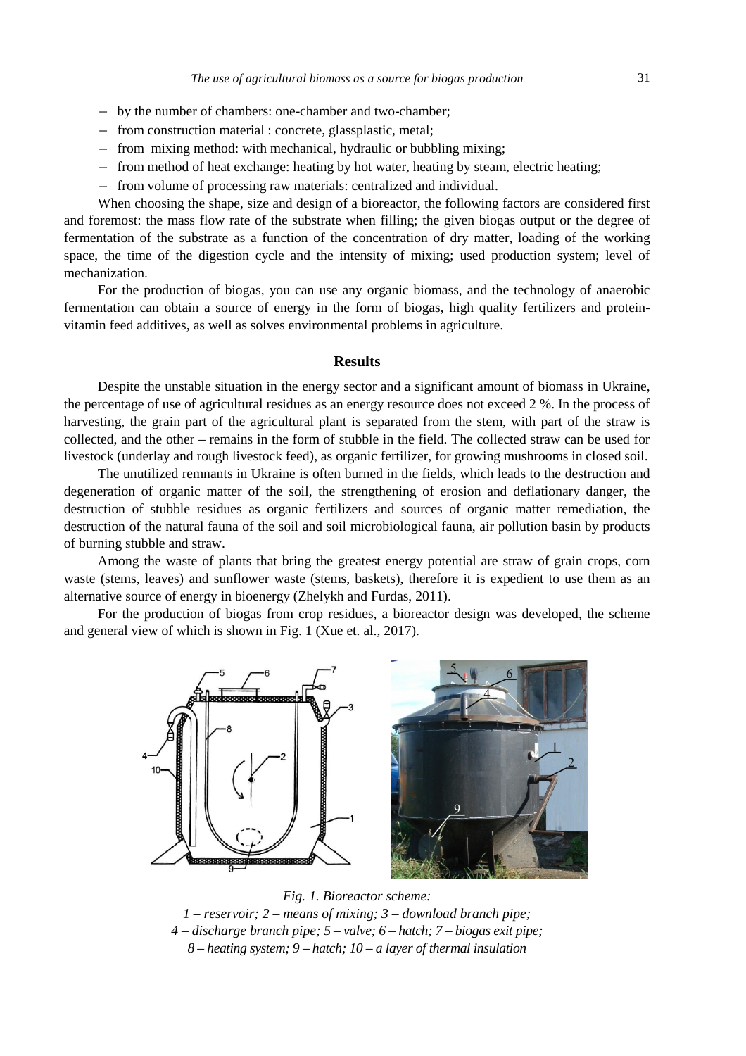- by the number of chambers: one-chamber and two-chamber;
- from construction material : concrete, glassplastic, metal;
- from mixing method: with mechanical, hydraulic or bubbling mixing;
- from method of heat exchange: heating by hot water, heating by steam, electric heating;
- from volume of processing raw materials: centralized and individual.

When choosing the shape, size and design of a bioreactor, the following factors are considered first and foremost: the mass flow rate of the substrate when filling; the given biogas output or the degree of fermentation of the substrate as a function of the concentration of dry matter, loading of the working space, the time of the digestion cycle and the intensity of mixing; used production system; level of mechanization.

For the production of biogas, you can use any organic biomass, and the technology of anaerobic fermentation can obtain a source of energy in the form of biogas, high quality fertilizers and protein-vitamin feed additives, as well as solves environmental problems in agriculture.

## Results

Despite the unstable situation in the energy sector and a significant amount of biomass in Ukraine, the percentage of use of agricultural residues as an energy resource does not exceed 2 %. In the process of harvesting, the grain part of the agricultural plant is separated from the stem, with part of the straw is collected, and the other – remains in the form of stubble in the field. The collected straw can be used for livestock (underlay and rough livestock feed), as organic fertilizer, for growing mushrooms in closed soil.

The unutilized remnants in Ukraine is often burned in the fields, which leads to the destruction and degeneration of organic matter of the soil, the strengthening of erosion and deflationary danger, the destruction of stubble residues as organic fertilizers and sources of organic matter remediation, the destruction of the natural fauna of the soil and soil microbiological fauna, air pollution basin by products of burning stubble and straw.

Among the waste of plants that bring the greatest energy potential are straw of grain crops, corn waste (stems, leaves) and sunflower waste (stems, baskets), therefore it is expedient to use them as an alternative source of energy in bioenergy (Zhelykh and Furdas, 2011).

For the production of biogas from crop residues, a bioreactor design was developed, the scheme and general view of which is shown in Fig. 1 (Xue et. al., 2017).

*Fig. 1. Bioreactor scheme:*
*1 – reservoir; 2 – means of mixing; 3 – download branch pipe;*
*4 – discharge branch pipe; 5 – valve; 6 – hatch; 7 – biogas exit pipe;*
*8 – heating system; 9 – hatch; 10 – a layer of thermal insulation*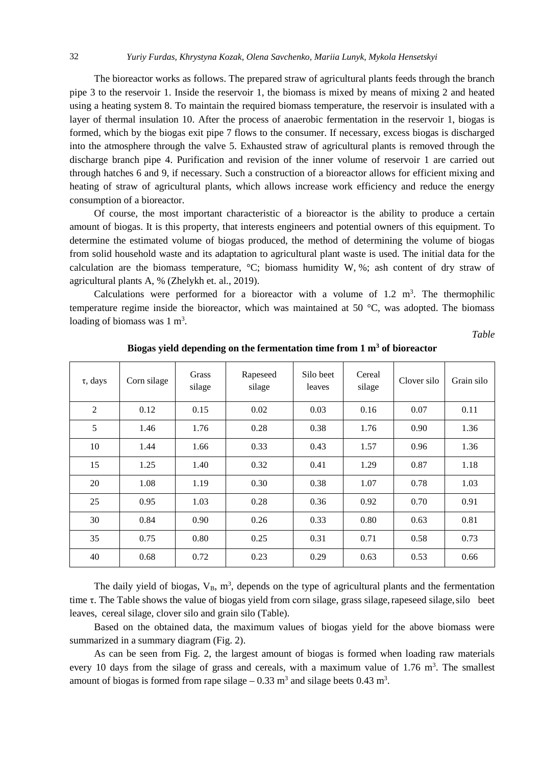The bioreactor works as follows. The prepared straw of agricultural plants feeds through the branch pipe 3 to the reservoir 1. Inside the reservoir 1, the biomass is mixed by means of mixing 2 and heated using a heating system 8. To maintain the required biomass temperature, the reservoir is insulated with a layer of thermal insulation 10. After the process of anaerobic fermentation in the reservoir 1, biogas is formed, which by the biogas exit pipe 7 flows to the consumer. If necessary, excess biogas is discharged into the atmosphere through the valve 5. Exhausted straw of agricultural plants is removed through the discharge branch pipe 4. Purification and revision of the inner volume of reservoir 1 are carried out through hatches 6 and 9, if necessary. Such a construction of a bioreactor allows for efficient mixing and heating of straw of agricultural plants, which allows increase work efficiency and reduce the energy consumption of a bioreactor.

Of course, the most important characteristic of a bioreactor is the ability to produce a certain amount of biogas. It is this property, that interests engineers and potential owners of this equipment. To determine the estimated volume of biogas produced, the method of determining the volume of biogas from solid household waste and its adaptation to agricultural plant waste is used. The initial data for the calculation are the biomass temperature, °C; biomass humidity W, %; ash content of dry straw of agricultural plants A, % (Zhelykh et. al., 2019).

Calculations were performed for a bioreactor with a volume of 1.2 $m^3$. The thermophilic temperature regime inside the bioreactor, which was maintained at 50 °C, was adopted. The biomass loading of biomass was 1 $m^3$.

*Table*

**Biogas yield depending on the fermentation time from 1 $m^3$ of bioreactor**

| τ, days | Corn silage | Grass silage | Rapeseed silage | Silo beet leaves | Cereal silage | Clover silo | Grain silo |
|---|---|---|---|---|---|---|---|
| 2 | 0.12 | 0.15 | 0.02 | 0.03 | 0.16 | 0.07 | 0.11 |
| 5 | 1.46 | 1.76 | 0.28 | 0.38 | 1.76 | 0.90 | 1.36 |
| 10 | 1.44 | 1.66 | 0.33 | 0.43 | 1.57 | 0.96 | 1.36 |
| 15 | 1.25 | 1.40 | 0.32 | 0.41 | 1.29 | 0.87 | 1.18 |
| 20 | 1.08 | 1.19 | 0.30 | 0.38 | 1.07 | 0.78 | 1.03 |
| 25 | 0.95 | 1.03 | 0.28 | 0.36 | 0.92 | 0.70 | 0.91 |
| 30 | 0.84 | 0.90 | 0.26 | 0.33 | 0.80 | 0.63 | 0.81 |
| 35 | 0.75 | 0.80 | 0.25 | 0.31 | 0.71 | 0.58 | 0.73 |
| 40 | 0.68 | 0.72 | 0.23 | 0.29 | 0.63 | 0.53 | 0.66 |

The daily yield of biogas, $V_B$, $m^3$, depends on the type of agricultural plants and the fermentation time τ. The Table shows the value of biogas yield from corn silage, grass silage, rapeseed silage, silo beet leaves, cereal silage, clover silo and grain silo (Table).

Based on the obtained data, the maximum values of biogas yield for the above biomass were summarized in a summary diagram (Fig. 2).

As can be seen from Fig. 2, the largest amount of biogas is formed when loading raw materials every 10 days from the silage of grass and cereals, with a maximum value of 1.76 $m^3$. The smallest amount of biogas is formed from rape silage – 0.33 $m^3$ and silage beets 0.43 $m^3$.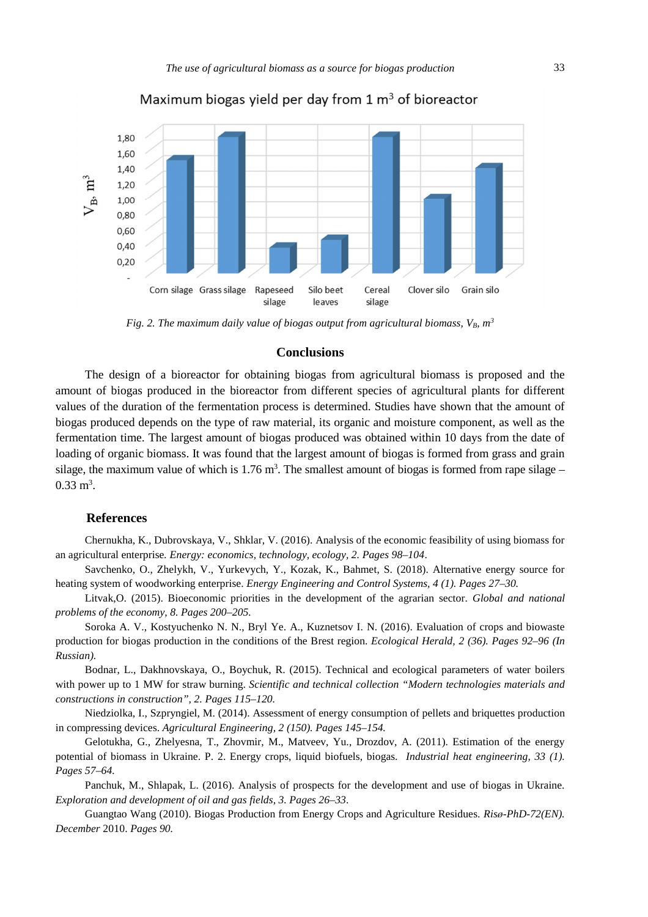Fig. 2. The maximum daily value of biogas output from agricultural biomass, $V_B$, $m^3$

## Conclusions

The design of a bioreactor for obtaining biogas from agricultural biomass is proposed and the amount of biogas produced in the bioreactor from different species of agricultural plants for different values of the duration of the fermentation process is determined. Studies have shown that the amount of biogas produced depends on the type of raw material, its organic and moisture component, as well as the fermentation time. The largest amount of biogas produced was obtained within 10 days from the date of loading of organic biomass. It was found that the largest amount of biogas is formed from grass and grain silage, the maximum value of which is 1.76 $m^3$. The smallest amount of biogas is formed from rape silage – 0.33 $m^3$.

## References

Chernukha, K., Dubrovskaya, V., Shklar, V. (2016). Analysis of the economic feasibility of using biomass for an agricultural enterprise. *Energy: economics, technology, ecology, 2. Pages 98–104*.

Savchenko, O., Zhelykh, V., Yurkevych, Y., Kozak, K., Bahmet, S. (2018). Alternative energy source for heating system of woodworking enterprise. *Energy Engineering and Control Systems, 4 (1). Pages 27–30.*

Litvak,O. (2015). Bioeconomic priorities in the development of the agrarian sector. *Global and national problems of the economy, 8. Pages 200–205.*

Soroka A. V., Kostyuchenko N. N., Bryl Ye. A., Kuznetsov I. N. (2016). Evaluation of crops and biowaste production for biogas production in the conditions of the Brest region. *Ecological Herald, 2 (36). Pages 92–96 (In Russian).*

Bodnar, L., Dakhnovskaya, O., Boychuk, R. (2015). Technical and ecological parameters of water boilers with power up to 1 MW for straw burning. *Scientific and technical collection "Modern technologies materials and constructions in construction", 2. Pages 115–120.*

Niedziolka, I., Szpryngiel, M. (2014). Assessment of energy consumption of pellets and briquettes production in compressing devices. *Agricultural Engineering, 2 (150). Pages 145–154.*

Gelotukha, G., Zhelyesna, T., Zhovmir, M., Matveev, Yu., Drozdov, A. (2011). Estimation of the energy potential of biomass in Ukraine. P. 2. Energy crops, liquid biofuels, biogas. *Industrial heat engineering, 33 (1). Pages 57–64.*

Panchuk, M., Shlapak, L. (2016). Analysis of prospects for the development and use of biogas in Ukraine. *Exploration and development of oil and gas fields, 3. Pages 26–33*.

Guangtao Wang (2010). Biogas Production from Energy Crops and Agriculture Residues. *Risø-PhD-72(EN). December* 2010. *Pages 90.*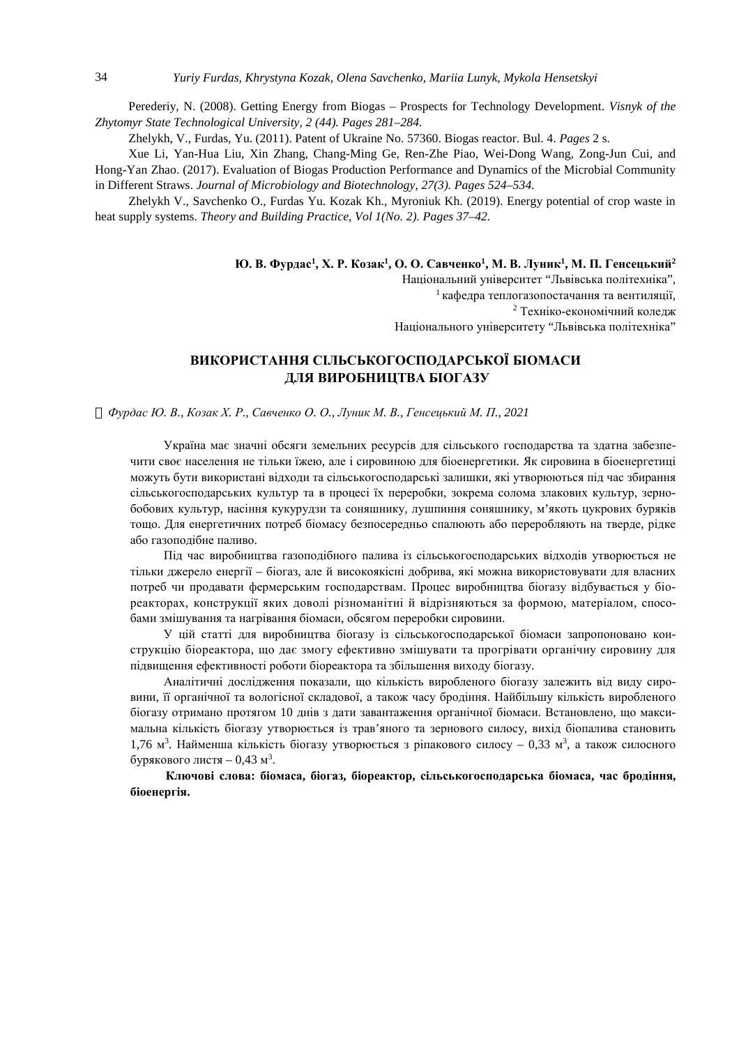Perederiy, N. (2008). Getting Energy from Biogas – Prospects for Technology Development. *Visnyk of the Zhytomyr State Technological University, 2 (44). Pages 281–284.*

Zhelykh, V., Furdas, Yu. (2011). Patent of Ukraine No. 57360. Biogas reactor. Bul. 4. *Pages* 2 s.

Xue Li, Yan-Hua Liu, Xin Zhang, Chang-Ming Ge, Ren-Zhe Piao, Wei-Dong Wang, Zong-Jun Cui, and Hong-Yan Zhao. (2017). Evaluation of Biogas Production Performance and Dynamics of the Microbial Community in Different Straws. *Journal of Microbiology and Biotechnology, 27(3). Pages 524–534.*

Zhelykh V., Savchenko O., Furdas Yu. Kozak Kh., Myroniuk Kh. (2019). Energy potential of crop waste in heat supply systems. *Theory and Building Practice, Vol 1(No. 2). Pages 37–42.*

**Ю. В. Фурдас[1], Х. Р. Козак[1], О. О. Савченко[1], М. В. Луник[1], М. П. Генсецький[2]**

Національний університет "Львівська політехніка",
[1] кафедра теплогазопостачання та вентиляції,
[2] Техніко-економічний коледж
Національного університету "Львівська політехніка"

## ВИКОРИСТАННЯ СІЛЬСЬКОГОСПОДАРСЬКОЇ БІОМАСИ ДЛЯ ВИРОБНИЦТВА БІОГАЗУ

© *Фурдас Ю. В., Козак Х. Р., Савченко О. О., Луник М. В., Генсецький М. П., 2021*

Україна має значні обсяги земельних ресурсів для сільського господарства та здатна забезпечити своє населення не тільки їжею, але і сировиною для біоенергетики. Як сировина в біоенергетиці можуть бути використані відходи та сільськогосподарські залишки, які утворюються під час збирання сільськогосподарських культур та в процесі їх переробки, зокрема солома злакових культур, зернобобових культур, насіння кукурудзи та соняшнику, лушпиння соняшнику, м'якоть цукрових буряків тощо. Для енергетичних потреб біомасу безпосередньо спалюють або переробляють на тверде, рідке або газоподібне паливо.

Під час виробництва газоподібного палива із сільськогосподарських відходів утворюється не тільки джерело енергії – біогаз, але й високоякісні добрива, які можна використовувати для власних потреб чи продавати фермерським господарствам. Процес виробництва біогазу відбувається у біореакторах, конструкції яких доволі різноманітні й відрізняються за формою, матеріалом, способами змішування та нагрівання біомаси, обсягом переробки сировини.

У цій статті для виробництва біогазу із сільськогосподарської біомаси запропоновано конструкцію біореактора, що дає змогу ефективно змішувати та прогрівати органічну сировину для підвищення ефективності роботи біореактора та збільшення виходу біогазу.

Аналітичні дослідження показали, що кількість виробленого біогазу залежить від виду сировини, її органічної та вологісної складової, а також часу бродіння. Найбільшу кількість виробленого біогазу отримано протягом 10 днів з дати завантаження органічної біомаси. Встановлено, що максимальна кількість біогазу утворюється із трав'яного та зернового силосу, вихід біопалива становить 1,76 м$^3$. Найменша кількість біогазу утворюється з ріпакового силосу – 0,33 м$^3$, а також силосного бурякового листя – 0,43 м$^3$.

**Ключові слова: біомаса, біогаз, біореактор, сільськогосподарська біомаса, час бродіння, біоенергія.**